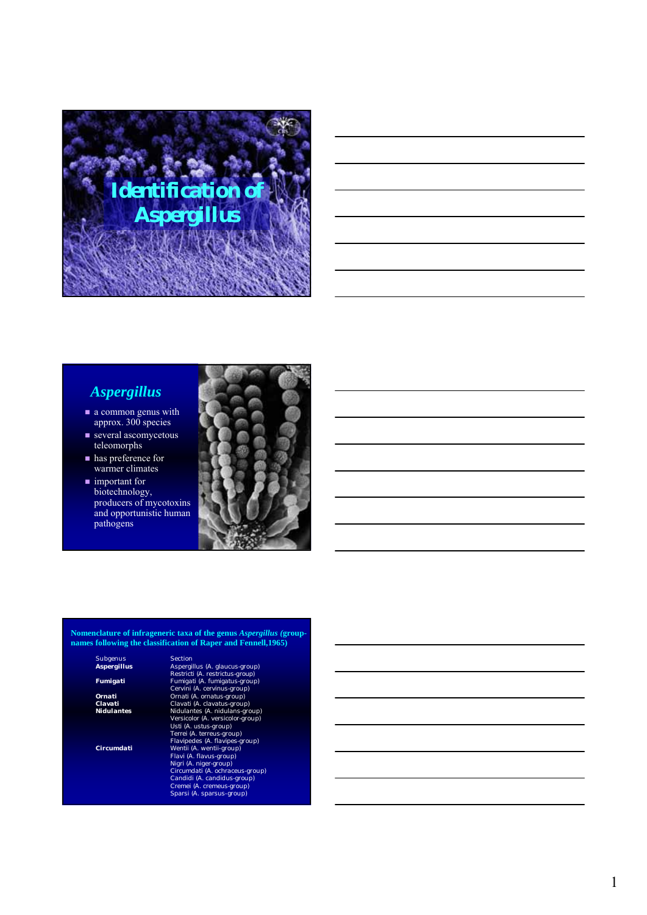# Identification of Aspergillus

## *Aspergillus*

- a common genus with approx. 300 species
- several ascomycetous teleomorphs
- has preference for warmer climates
- important for biotechnology, producers of mycotoxins and opportunistic human pathogens

**Nomenclature of infrageneric taxa of the genus *Aspergillus* (group-names following the classification of Raper and Fennell,1965)**

| Subgenus | Section |
|---|---|
| **Aspergillus** | Aspergillus (A. glaucus-group) |
| | Restricti (A. restrictus-group) |
| **Fumigati** | Fumigati (A. fumigatus-group) |
| | Cervini (A. cervinus-group) |
| **Ornati** | Ornati (A. ornatus-group) |
| **Clavati** | Clavati (A. clavatus-group) |
| **Nidulantes** | Nidulantes (A. nidulans-group) |
| | Versicolor (A. versicolor-group) |
| | Usti (A. ustus-group) |
| | Terrei (A. terreus-group) |
| | Flavipedes (A. flavipes-group) |
| **Circumdati** | Wentii (A. wentii-group) |
| | Flavi (A. flavus-group) |
| | Nigri (A. niger-group) |
| | Circumdati (A. ochraceus-group) |
| | Candidi (A. candidus-group) |
| | Cremei (A. cremeus-group) |
| | Sparsi (A. sparsus-group) |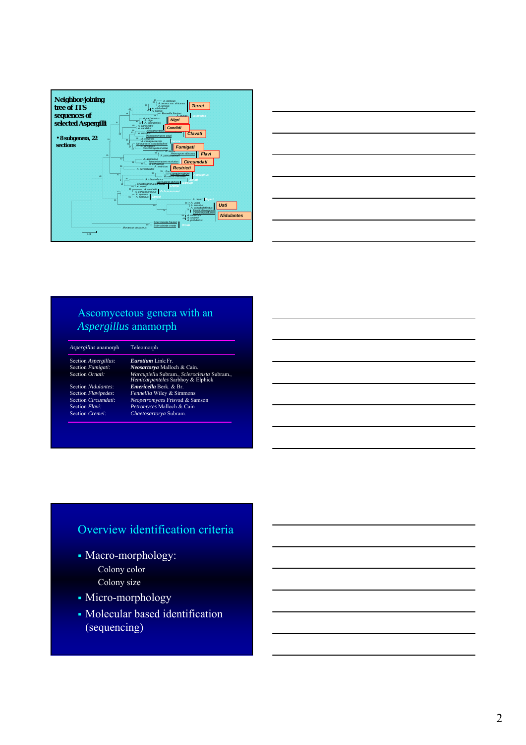## Neighbor-joining tree of ITS sequences of selected Aspergilli

- 8 subgenera, 22 sections

Terrei

Nigri

Candidi

Clavati

Fumigati

Flavi

Circumdati

Restricti

Usti

Nidulantes

## Ascomycetous genera with an *Aspergillus* anamorph

| *Aspergillus* anamorph | Teleomorph |
|---|---|
| Section *Aspergillus:* | ***Eurotium*** Link:Fr. |
| Section *Fumigati:* | ***Neosartorya*** Malloch & Cain. |
| Section *Ornati:* | *Warcupiella* Subram., *Sclerocleista* Subram., *Hemicarpenteles* Sarbhoy & Elphick |
| Section *Nidulantes:* | ***Emericella*** Berk. & Br. |
| Section *Flavipedes:* | *Fennellia* Wiley & Simmons |
| Section *Circumdati:* | *Neopetromyces* Frisvad & Samson |
| Section *Flavi:* | *Petromyces* Malloch & Cain |
| Section *Cremei:* | *Chaetosartorya* Subram. |

## Overview identification criteria

- Macro-morphology:
  - Colony color
  - Colony size
- Micro-morphology
- Molecular based identification (sequencing)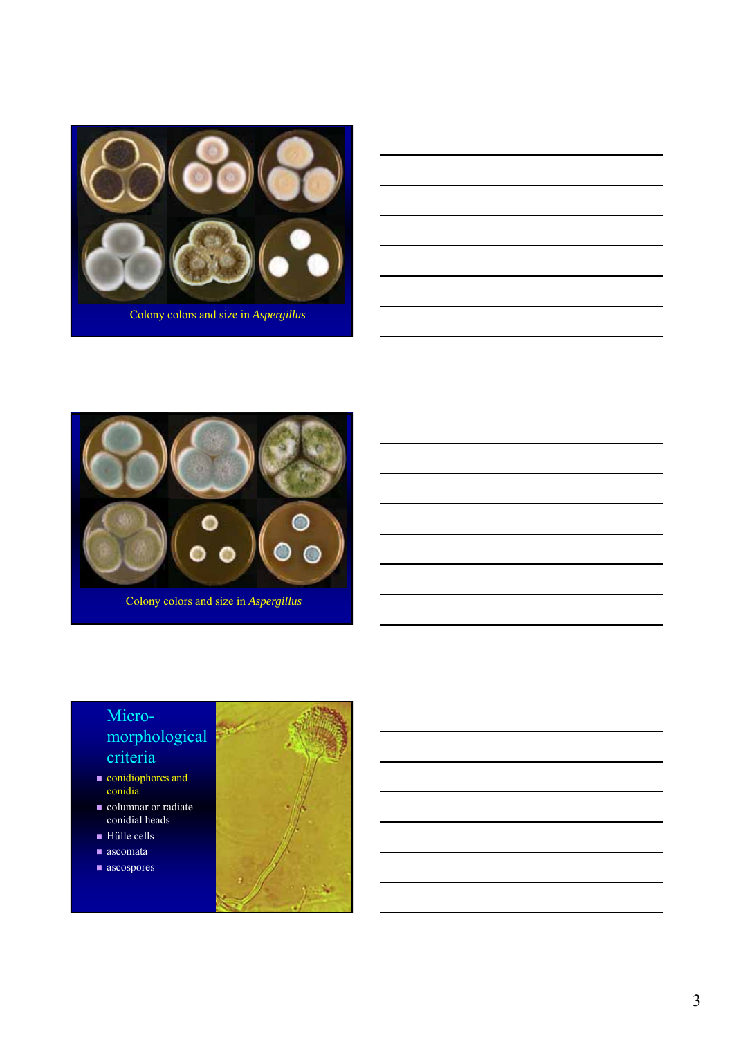Colony colors and size in *Aspergillus*

Colony colors and size in *Aspergillus*

## Micro-morphological criteria

- conidiophores and conidia
- columnar or radiate conidial heads
- Hülle cells
- ascomata
- ascospores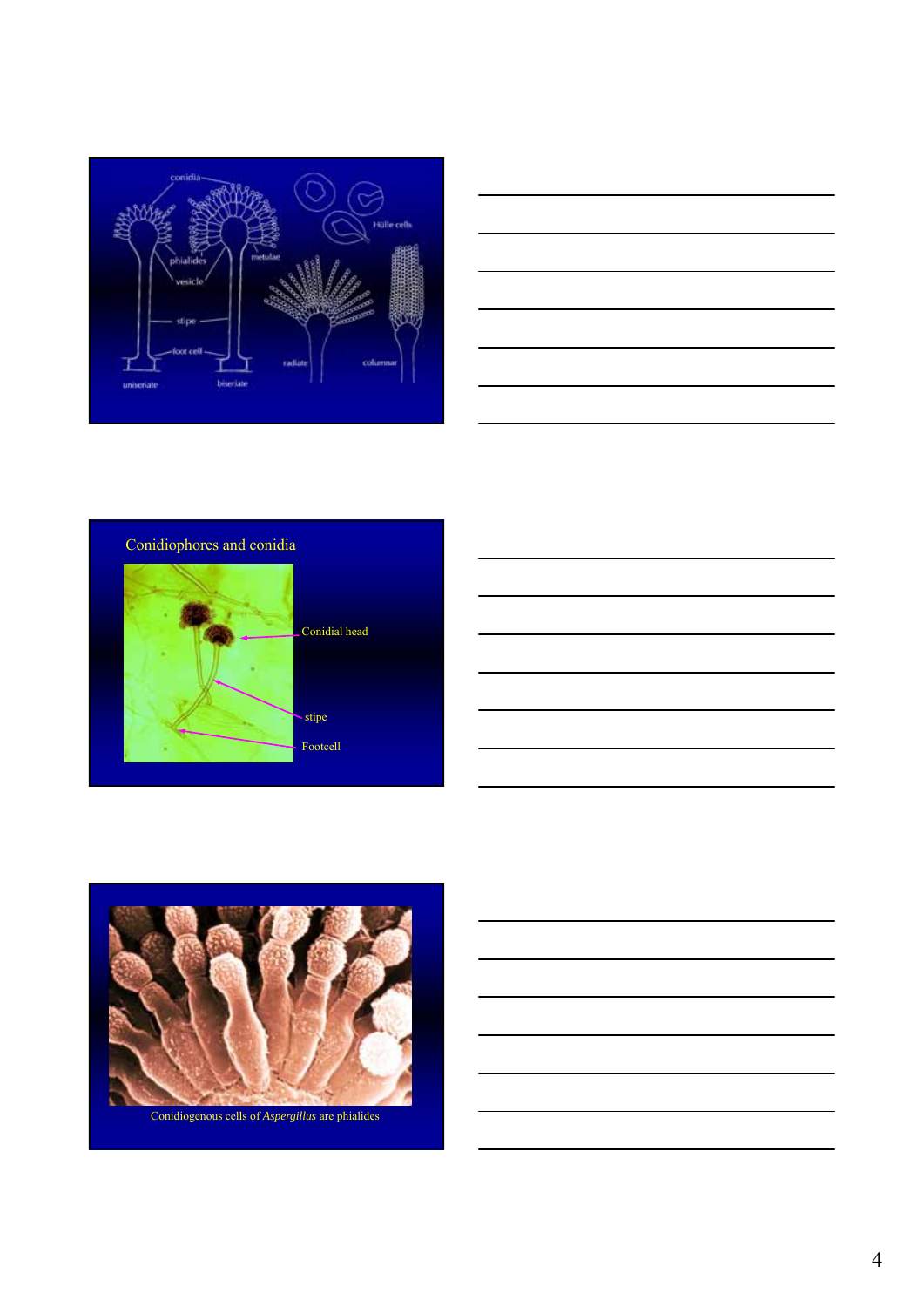## Conidiophores and conidia

Conidial head

stipe

Footcell

Conidiogenous cells of *Aspergillus* are phialides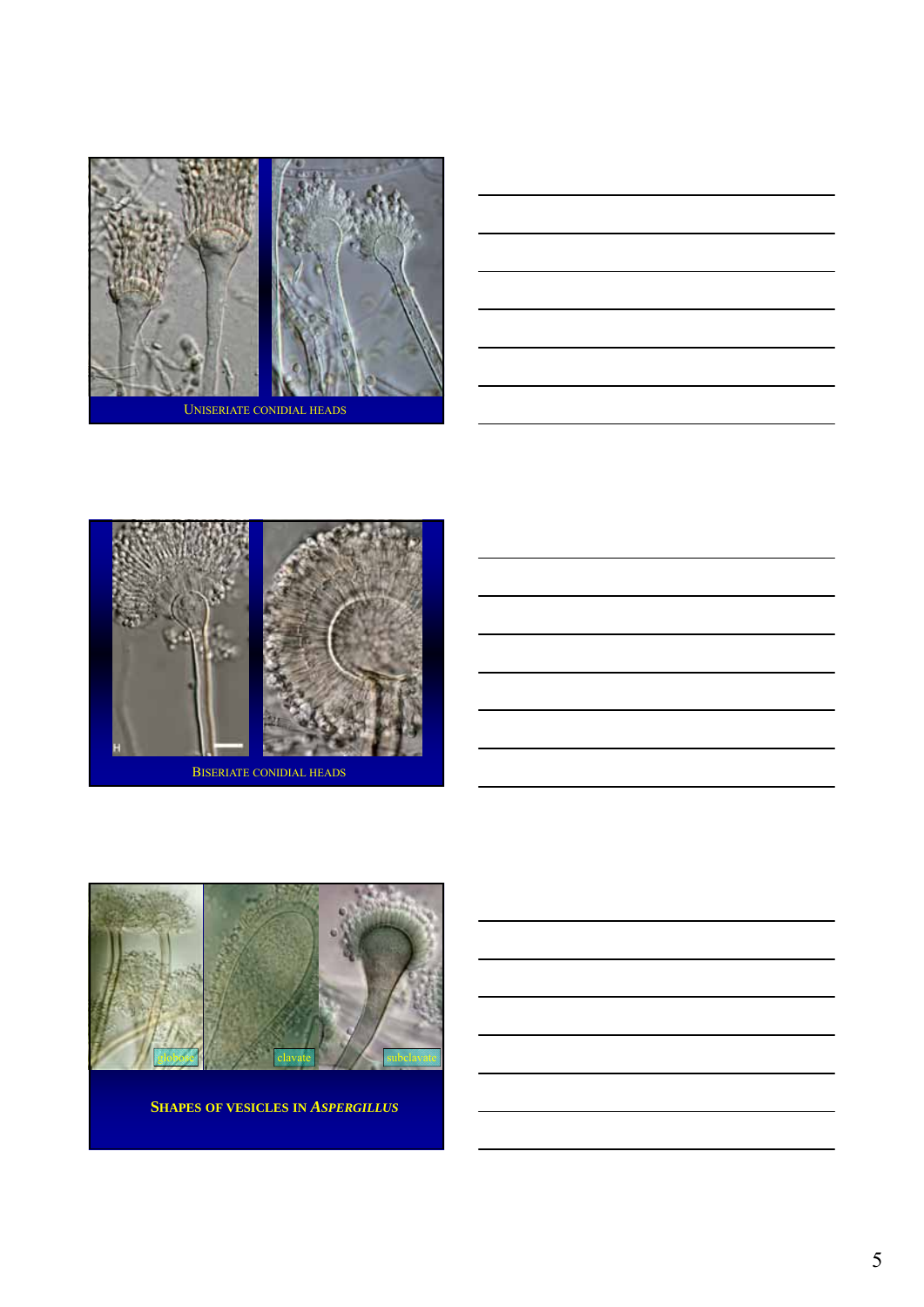UNISERIATE CONIDIAL HEADS

BISERIATE CONIDIAL HEADS

globose

clavate

subclavate

**SHAPES OF VESICLES IN *ASPERGILLUS***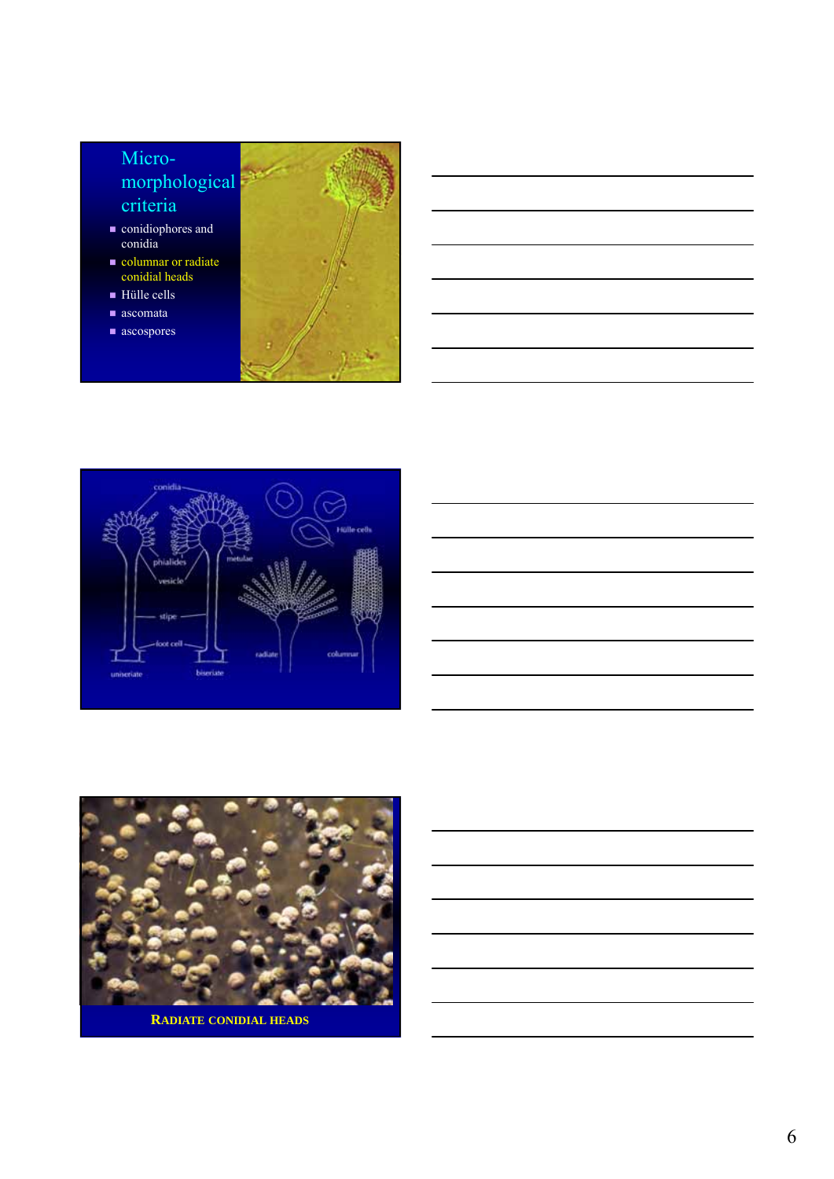## Micro-morphological criteria

- conidiophores and conidia
- columnar or radiate conidial heads
- Hülle cells
- ascomata
- ascospores

conidia

phialides

vesicle

metulae

stipe

foot cell

uniseriate

biseriate

Hülle cells

radiate

columnar

**RADIATE CONIDIAL HEADS**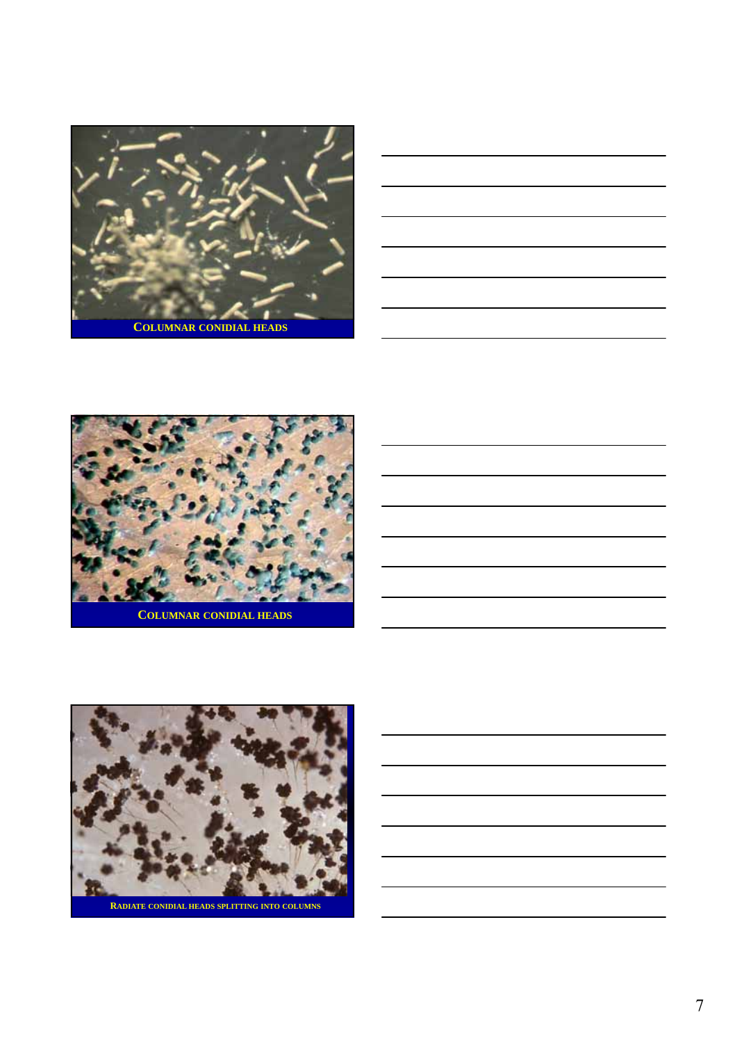COLUMNAR CONIDIAL HEADS

COLUMNAR CONIDIAL HEADS

RADIATE CONIDIAL HEADS SPLITTING INTO COLUMNS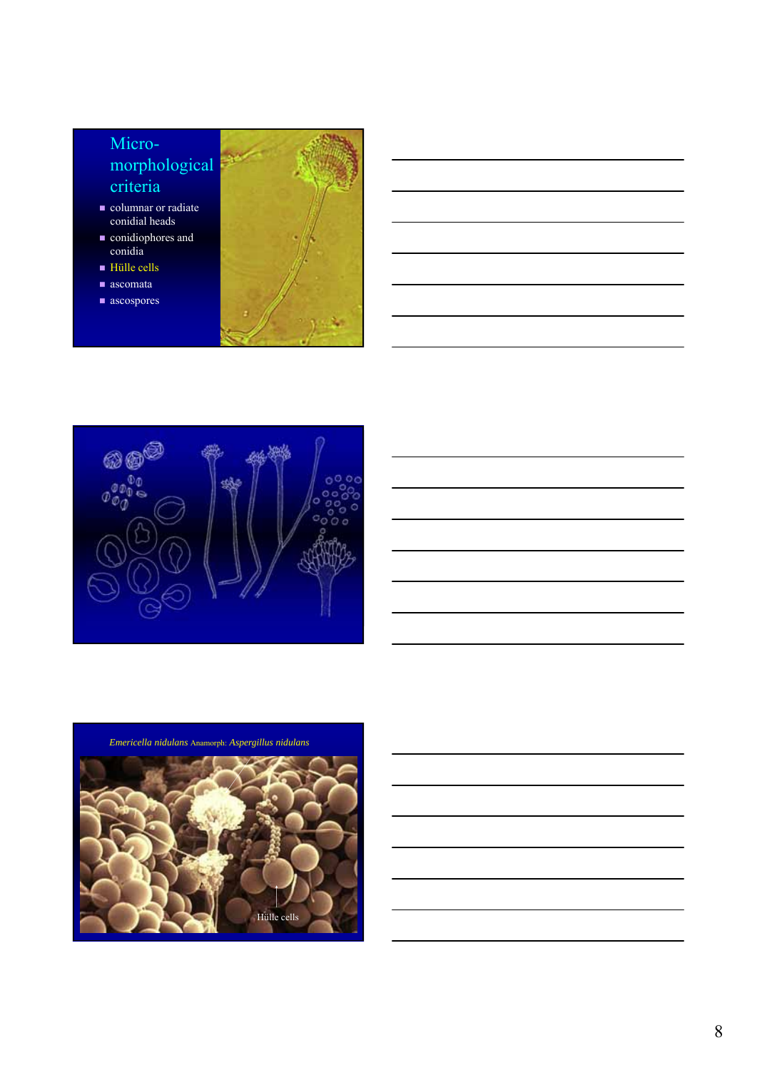## Micro-morphological criteria

- columnar or radiate conidial heads
- conidiophores and conidia
- Hülle cells
- ascomata
- ascospores

*Emericella nidulans* Anamorph: *Aspergillus nidulans*

Hülle cells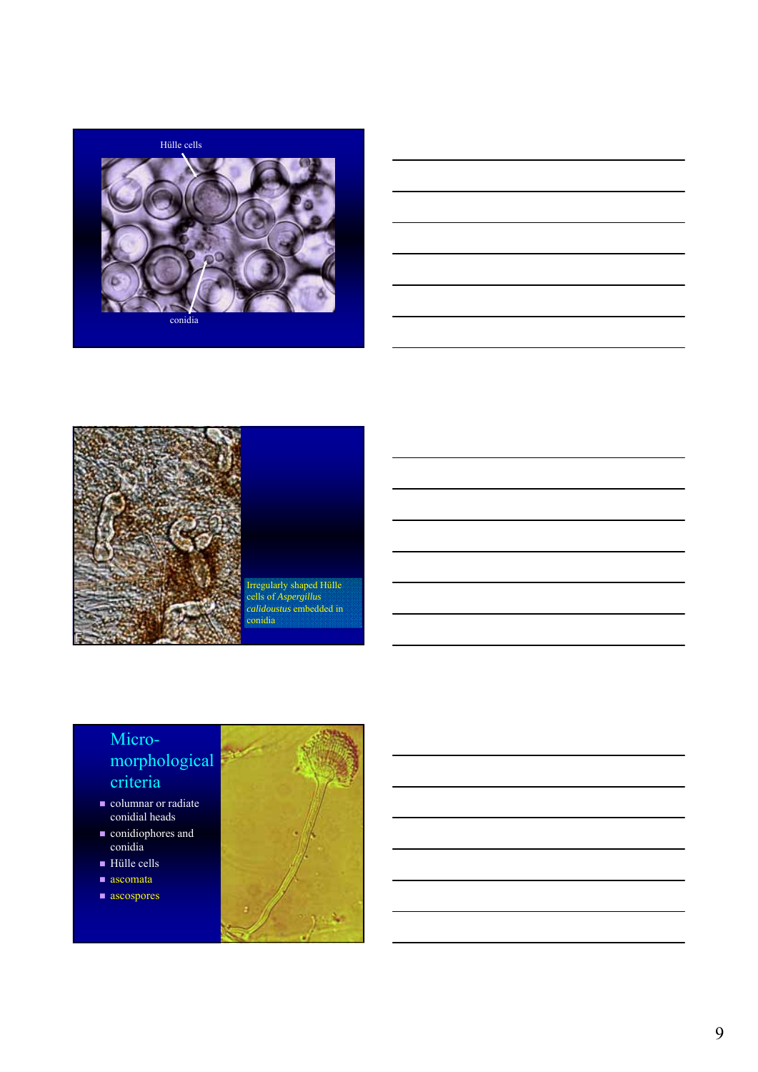Hülle cells

conidia

Irregularly shaped Hülle cells of *Aspergillus calidoustus* embedded in conidia

## Micro-morphological criteria

- columnar or radiate conidial heads
- conidiophores and conidia
- Hülle cells
- ascomata
- ascospores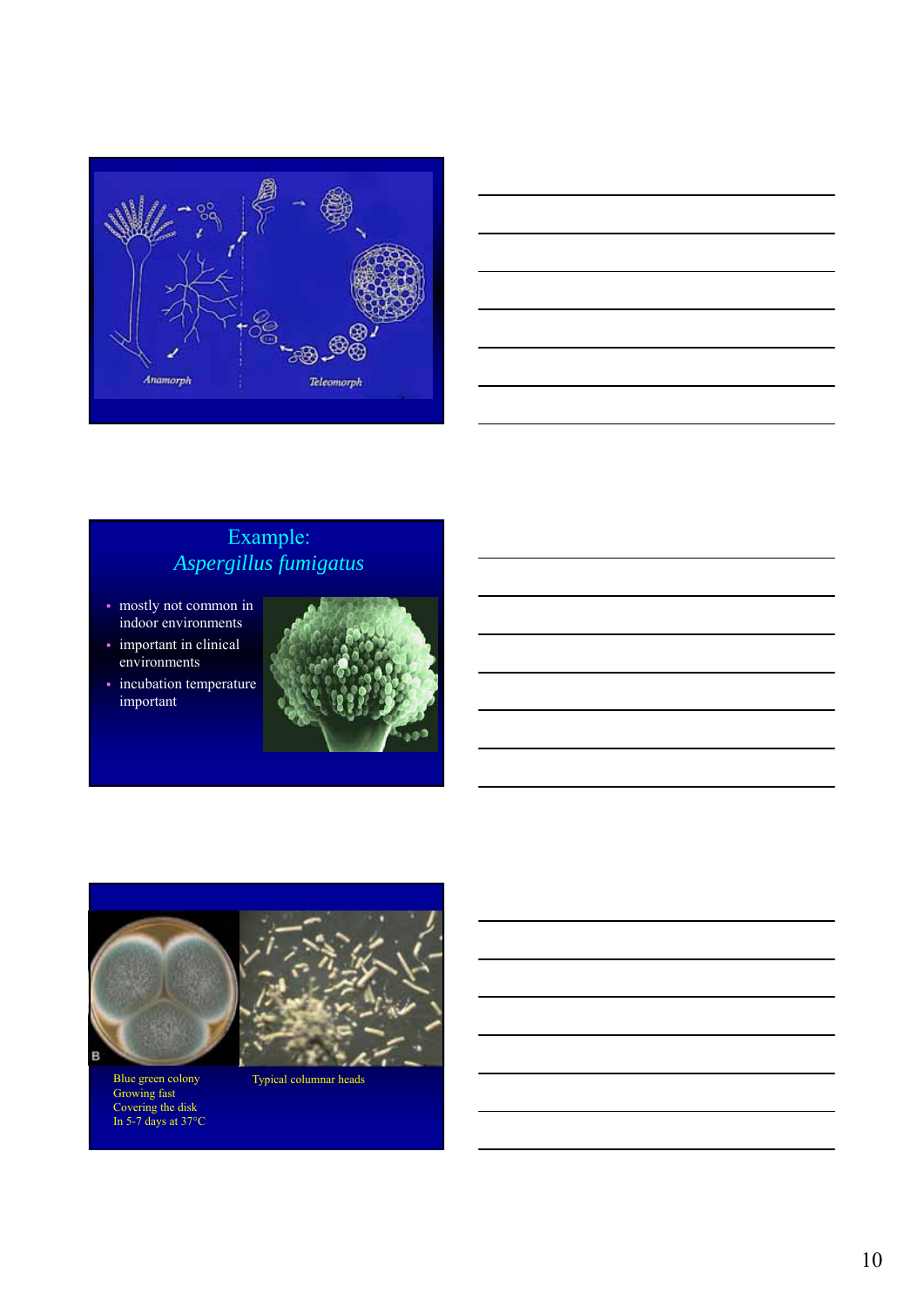Anamorph

Teleomorph

## Example: *Aspergillus fumigatus*

- mostly not common in indoor environments
- important in clinical environments
- incubation temperature important

Blue green colony
Growing fast
Covering the disk
In 5-7 days at 37°C

Typical columnar heads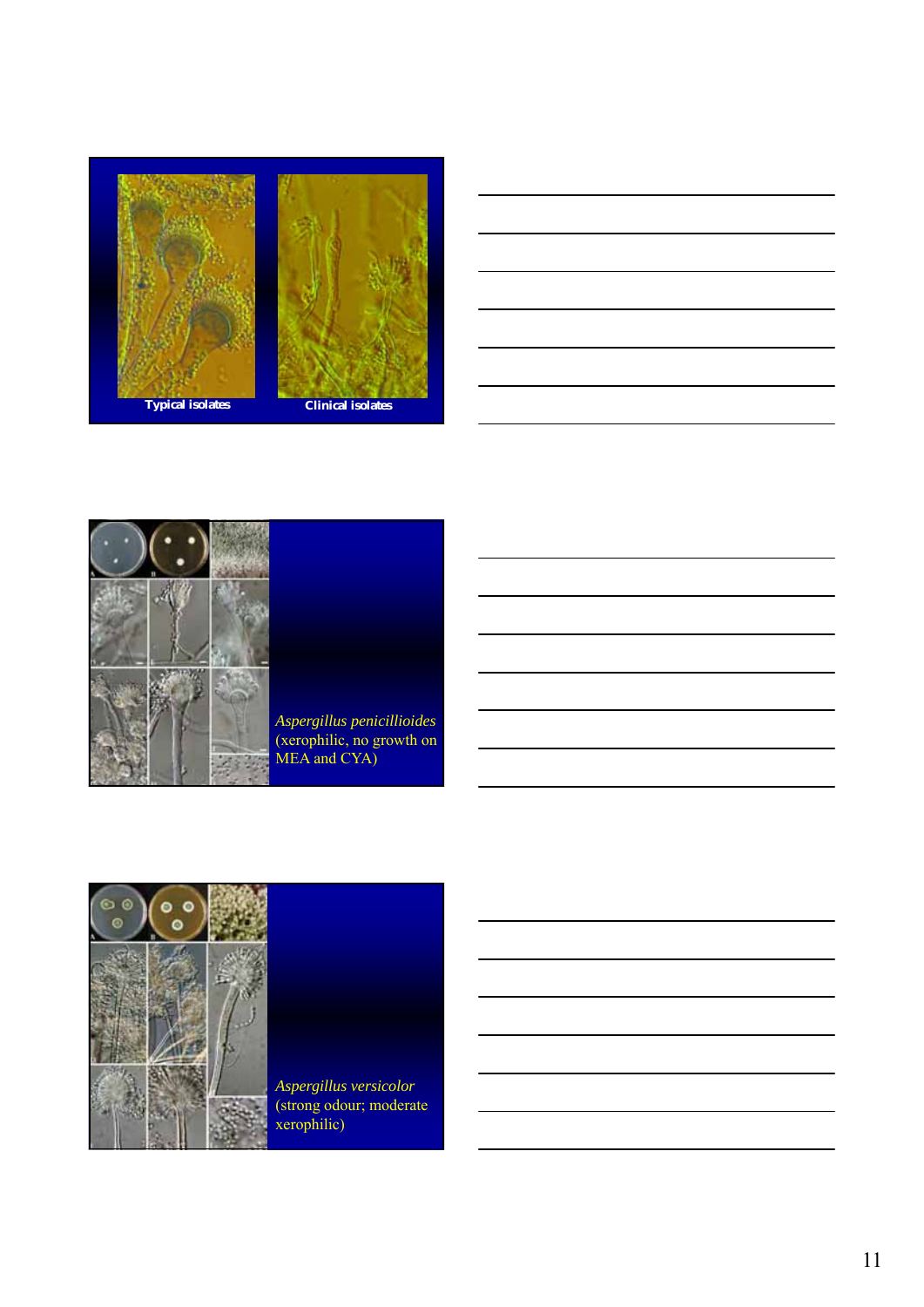Typical isolates

Clinical isolates

*Aspergillus penicillioides* (xerophilic, no growth on MEA and CYA)

*Aspergillus versicolor* (strong odour; moderate xerophilic)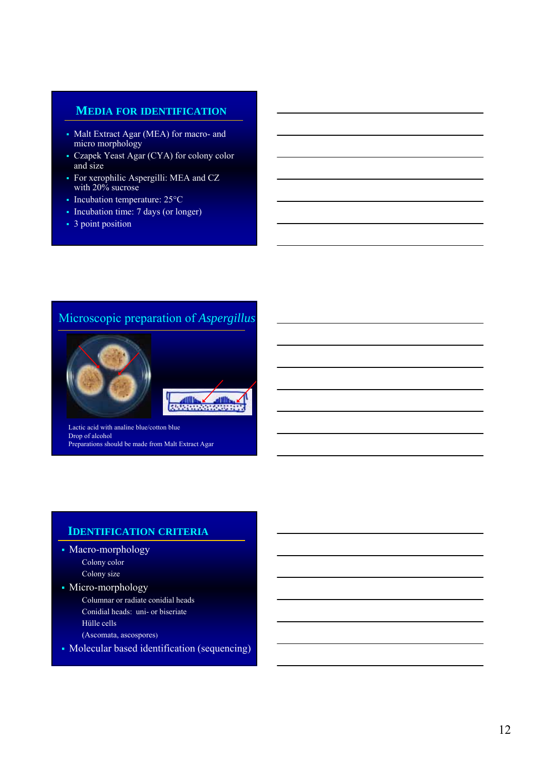## Media for Identification

- Malt Extract Agar (MEA) for macro- and micro morphology
- Czapek Yeast Agar (CYA) for colony color and size
- For xerophilic Aspergilli: MEA and CZ with 20% sucrose
- Incubation temperature: 25°C
- Incubation time: 7 days (or longer)
- 3 point position

## Microscopic preparation of *Aspergillus*

Lactic acid with analine blue/cotton blue
Drop of alcohol
Preparations should be made from Malt Extract Agar

## Identification Criteria

- Macro-morphology
  - Colony color
  - Colony size
- Micro-morphology
  - Columnar or radiate conidial heads
  - Conidial heads: uni- or biseriate
  - Hülle cells
  - (Ascomata, ascospores)
- Molecular based identification (sequencing)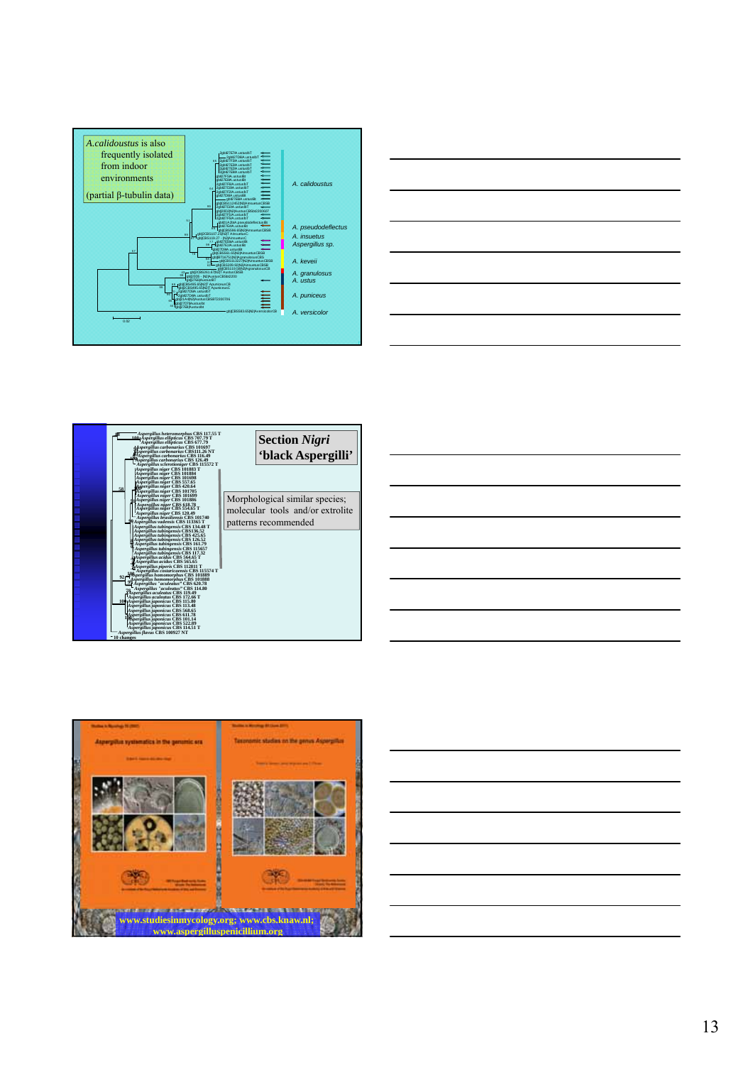*A.calidoustus* is also frequently isolated from indoor environments

(partial β-tubulin data)

A. calidoustus

A. pseudodeflectus

A. insuetus

Aspergillus sp.

A. keveii

A. granulosus

A. ustus

A. puniceus

A. versicolor

0.02

## Section *Nigri* 'black Aspergilli'

Morphological similar species; molecular tools and/or extrolite patterns recommended

10 changes

www.studiesinmycology.org; www.cbs.knaw.nl; www.aspergilluspenicillium.org